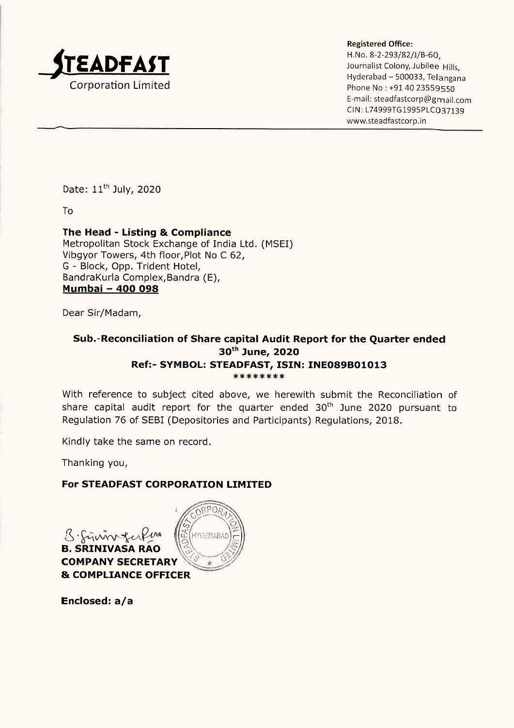**STEADFAST**
Corporation Limited

**Registered Office:**
H.No. 8-2-293/82/J/B-60,
Journalist Colony, Jubilee Hills,
Hyderabad – 500033, Telangana
Phone No : +91 40 23559550
E-mail: steadfastcorp@gmail.com
CIN: L74999TG1995PLC037139
www.steadfastcorp.in

Date: 11th July, 2020

To

**The Head - Listing & Compliance**
Metropolitan Stock Exchange of India Ltd. (MSEI)
Vibgyor Towers, 4th floor,Plot No C 62,
G - Block, Opp. Trident Hotel,
BandraKurla Complex,Bandra (E),
**Mumbai – 400 098**

Dear Sir/Madam,

**Sub.-Reconciliation of Share capital Audit Report for the Quarter ended 30th June, 2020**
**Ref:- SYMBOL: STEADFAST, ISIN: INE089B01013**
********

With reference to subject cited above, we herewith submit the Reconciliation of share capital audit report for the quarter ended 30th June 2020 pursuant to Regulation 76 of SEBI (Depositories and Participants) Regulations, 2018.

Kindly take the same on record.

Thanking you,

**For STEADFAST CORPORATION LIMITED**

**B. SRINIVASA RAO**
**COMPANY SECRETARY**
**& COMPLIANCE OFFICER**

**Enclosed: a/a**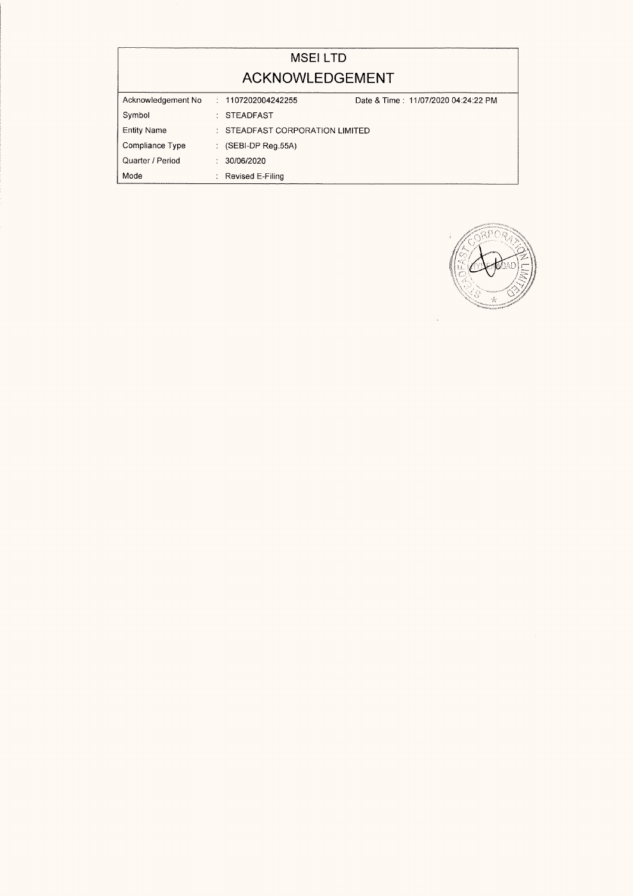# MSEI LTD

## ACKNOWLEDGEMENT

| | | |
|---|---|---|
| Acknowledgement No | : 1107202004242255 | Date & Time : 11/07/2020 04:24:22 PM |
| Symbol | : STEADFAST | |
| Entity Name | : STEADFAST CORPORATION LIMITED | |
| Compliance Type | : (SEBI-DP Reg.55A) | |
| Quarter / Period | : 30/06/2020 | |
| Mode | : Revised E-Filing | |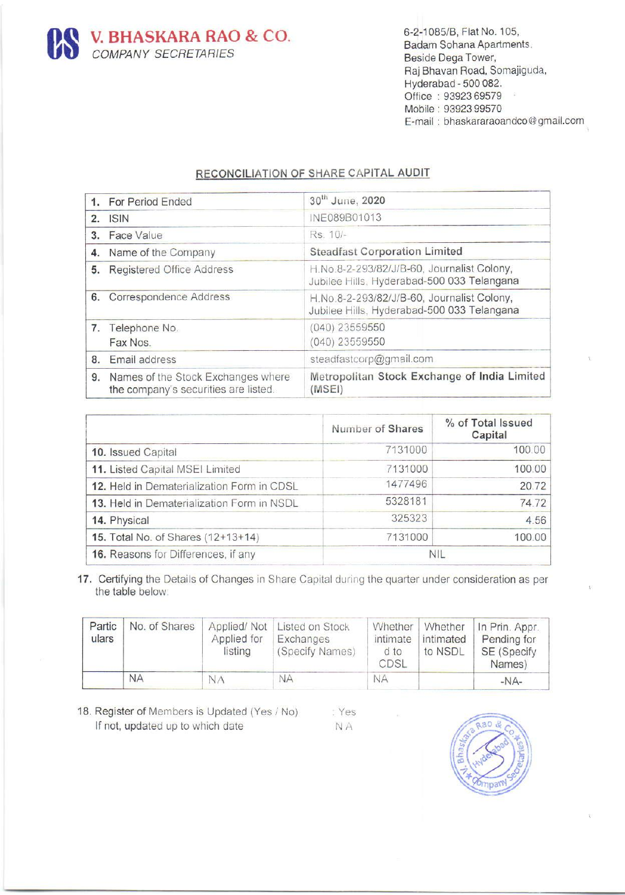**V. BHASKARA RAO & CO.**
*COMPANY SECRETARIES*

6-2-1085/B, Flat No. 105,
Badam Sohana Apartments,
Beside Dega Tower,
Raj Bhavan Road, Somajiguda,
Hyderabad - 500 082.
Office : 93923 69579
Mobile : 93923 99570
E-mail : bhaskararaoandco@gmail.com

## RECONCILIATION OF SHARE CAPITAL AUDIT

| | |
|---|---|
| 1. For Period Ended | 30th June, 2020 |
| 2. ISIN | INE089B01013 |
| 3. Face Value | Rs. 10/- |
| 4. Name of the Company | **Steadfast Corporation Limited** |
| 5. Registered Office Address | H.No.8-2-293/82/J/B-60, Journalist Colony, Jubilee Hills, Hyderabad-500 033 Telangana |
| 6. Correspondence Address | H.No.8-2-293/82/J/B-60, Journalist Colony, Jubilee Hills, Hyderabad-500 033 Telangana |
| 7. Telephone No. Fax Nos. | (040) 23559550 (040) 23559550 |
| 8. Email address | steadfastcorp@gmail.com |
| 9. Names of the Stock Exchanges where the company's securities are listed. | **Metropolitan Stock Exchange of India Limited (MSEI)** |

| | Number of Shares | % of Total Issued Capital |
|---|---|---|
| **10.** Issued Capital | 7131000 | 100.00 |
| **11.** Listed Capital MSEI Limited | 7131000 | 100.00 |
| **12.** Held in Dematerialization Form in CDSL | 1477496 | 20.72 |
| **13.** Held in Dematerialization Form in NSDL | 5328181 | 74.72 |
| **14.** Physical | 325323 | 4.56 |
| **15.** Total No. of Shares (12+13+14) | 7131000 | 100.00 |
| **16.** Reasons for Differences, if any | NIL | |

**17.** Certifying the Details of Changes in Share Capital during the quarter under consideration as per the table below:

| Particulars | No. of Shares | Applied/ Not Applied for listing | Listed on Stock Exchanges (Specify Names) | Whether intimated to CDSL | Whether intimated to NSDL | In Prin. Appr. Pending for SE (Specify Names) |
|---|---|---|---|---|---|---|
| | NA | NA | NA | NA | | -NA- |

18. Register of Members is Updated (Yes / No) : Yes
If not, updated up to which date : NA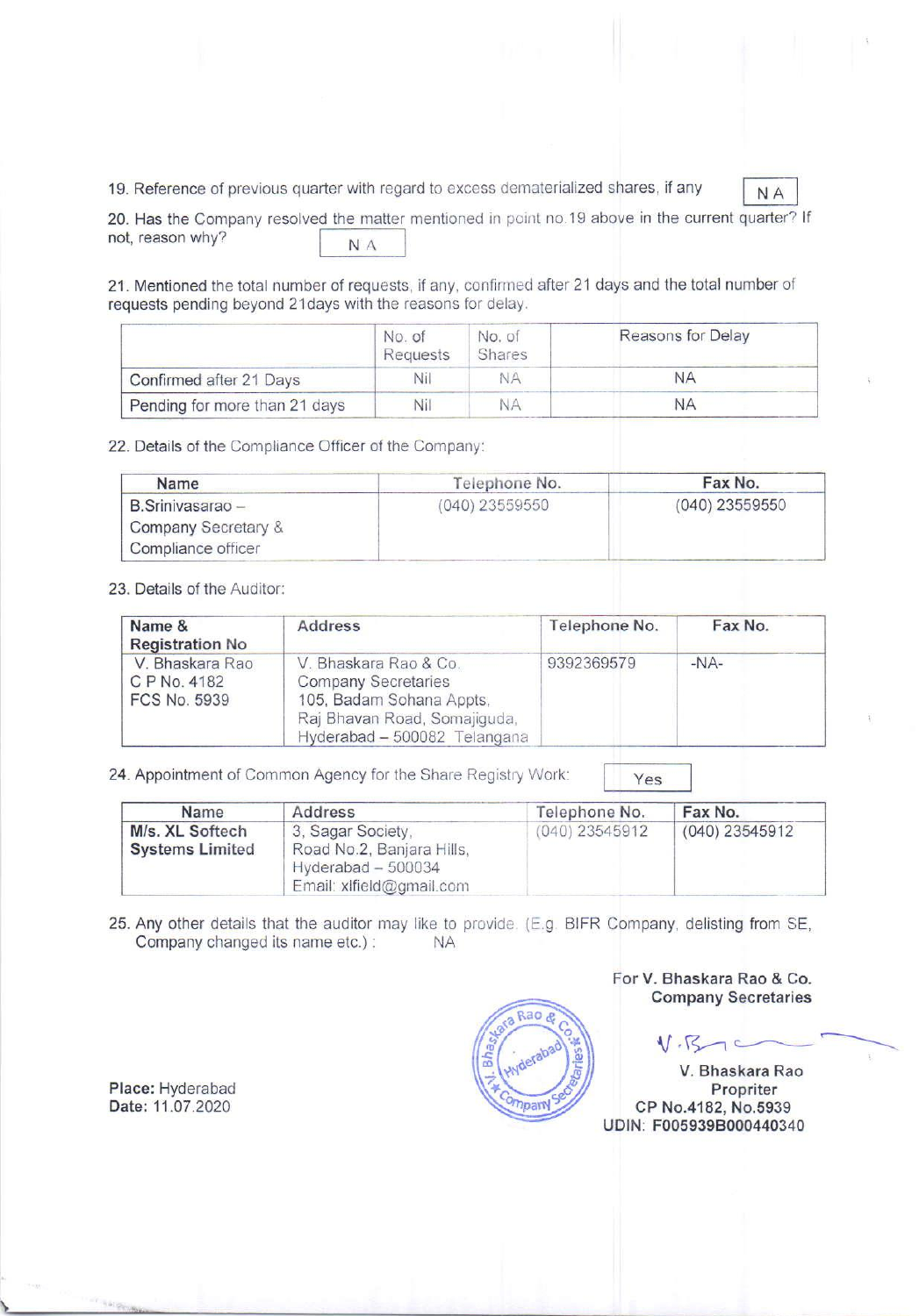19. Reference of previous quarter with regard to excess dematerialized shares, if any — N A

20. Has the Company resolved the matter mentioned in point no.19 above in the current quarter? If not, reason why? — N A

21. Mentioned the total number of requests, if any, confirmed after 21 days and the total number of requests pending beyond 21days with the reasons for delay.

| | No. of Requests | No. of Shares | Reasons for Delay |
|---|---|---|---|
| Confirmed after 21 Days | Nil | NA | NA |
| Pending for more than 21 days | Nil | NA | NA |

22. Details of the Compliance Officer of the Company:

| Name | Telephone No. | Fax No. |
|---|---|---|
| B.Srinivasarao – Company Secretary & Compliance officer | (040) 23559550 | (040) 23559550 |

23. Details of the Auditor:

| Name & Registration No | Address | Telephone No. | Fax No. |
|---|---|---|---|
| V. Bhaskara Rao C P No. 4182 FCS No. 5939 | V. Bhaskara Rao & Co. Company Secretaries 105, Badam Sohana Appts, Raj Bhavan Road, Somajiguda, Hyderabad – 500082 Telangana | 9392369579 | -NA- |

24. Appointment of Common Agency for the Share Registry Work: Yes

| Name | Address | Telephone No. | Fax No. |
|---|---|---|---|
| **M/s. XL Softech Systems Limited** | 3, Sagar Society, Road No.2, Banjara Hills, Hyderabad – 500034 Email: xlfield@gmail.com | (040) 23545912 | (040) 23545912 |

25. Any other details that the auditor may like to provide. (E.g. BIFR Company, delisting from SE, Company changed its name etc.) : NA

For V. Bhaskara Rao & Co.
**Company Secretaries**

V. Bhaskara Rao
Propriter
CP No.4182, No.5939
UDIN: F005939B000440340

**Place:** Hyderabad
**Date:** 11.07.2020